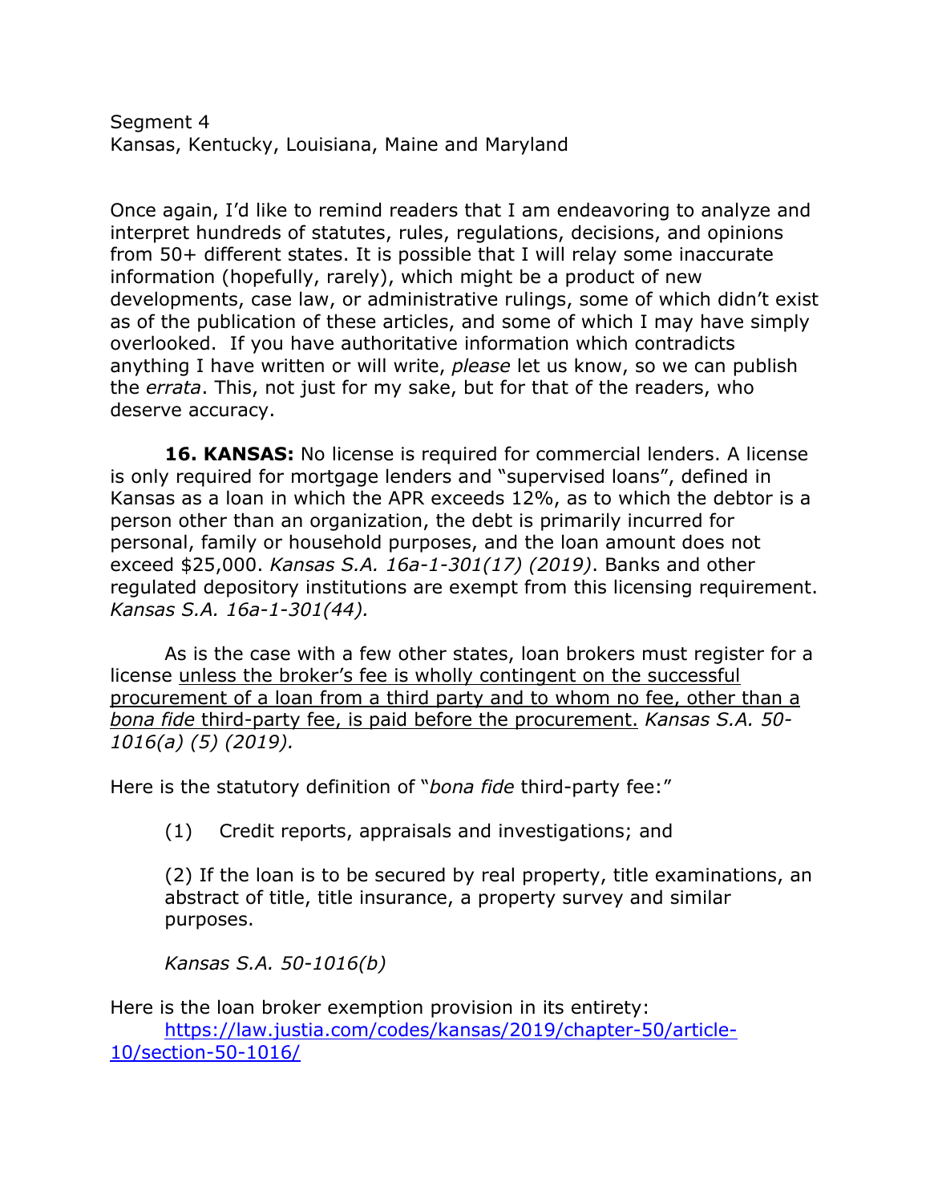Segment 4
Kansas, Kentucky, Louisiana, Maine and Maryland

Once again, I'd like to remind readers that I am endeavoring to analyze and interpret hundreds of statutes, rules, regulations, decisions, and opinions from 50+ different states. It is possible that I will relay some inaccurate information (hopefully, rarely), which might be a product of new developments, case law, or administrative rulings, some of which didn't exist as of the publication of these articles, and some of which I may have simply overlooked. If you have authoritative information which contradicts anything I have written or will write, *please* let us know, so we can publish the *errata*. This, not just for my sake, but for that of the readers, who deserve accuracy.

**16. KANSAS:** No license is required for commercial lenders. A license is only required for mortgage lenders and "supervised loans", defined in Kansas as a loan in which the APR exceeds 12%, as to which the debtor is a person other than an organization, the debt is primarily incurred for personal, family or household purposes, and the loan amount does not exceed $25,000. *Kansas S.A. 16a-1-301(17) (2019)*. Banks and other regulated depository institutions are exempt from this licensing requirement. *Kansas S.A. 16a-1-301(44).*

As is the case with a few other states, loan brokers must register for a license <u>unless the broker's fee is wholly contingent on the successful procurement of a loan from a third party and to whom no fee, other than a *bona fide* third-party fee, is paid before the procurement.</u> *Kansas S.A. 50-1016(a) (5) (2019).*

Here is the statutory definition of "*bona fide* third-party fee:"

> (1) Credit reports, appraisals and investigations; and
>
> (2) If the loan is to be secured by real property, title examinations, an abstract of title, title insurance, a property survey and similar purposes.
>
> *Kansas S.A. 50-1016(b)*

Here is the loan broker exemption provision in its entirety:
[https://law.justia.com/codes/kansas/2019/chapter-50/article-10/section-50-1016/](https://law.justia.com/codes/kansas/2019/chapter-50/article-10/section-50-1016/)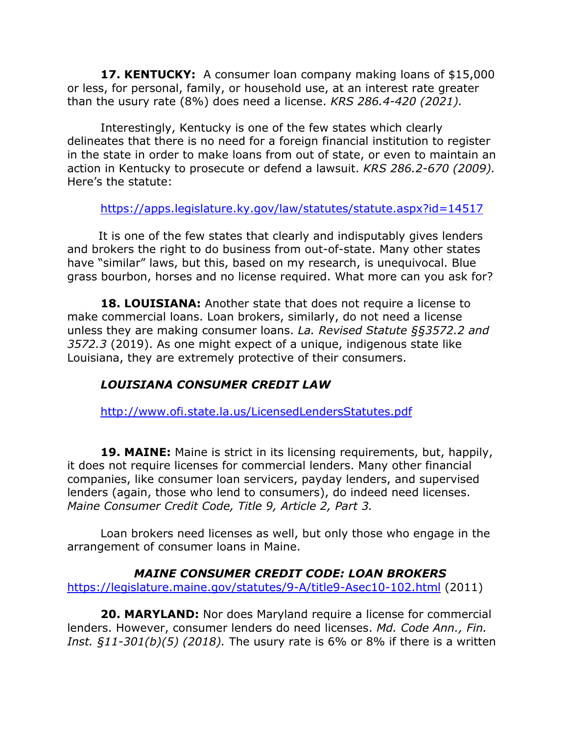**17. KENTUCKY:** A consumer loan company making loans of $15,000 or less, for personal, family, or household use, at an interest rate greater than the usury rate (8%) does need a license. *KRS 286.4-420 (2021).*

Interestingly, Kentucky is one of the few states which clearly delineates that there is no need for a foreign financial institution to register in the state in order to make loans from out of state, or even to maintain an action in Kentucky to prosecute or defend a lawsuit. *KRS 286.2-670 (2009).* Here's the statute:

https://apps.legislature.ky.gov/law/statutes/statute.aspx?id=14517

It is one of the few states that clearly and indisputably gives lenders and brokers the right to do business from out-of-state. Many other states have "similar" laws, but this, based on my research, is unequivocal. Blue grass bourbon, horses and no license required. What more can you ask for?

**18. LOUISIANA:** Another state that does not require a license to make commercial loans. Loan brokers, similarly, do not need a license unless they are making consumer loans. *La. Revised Statute §§3572.2 and 3572.3* (2019). As one might expect of a unique, indigenous state like Louisiana, they are extremely protective of their consumers.

***LOUISIANA CONSUMER CREDIT LAW***

http://www.ofi.state.la.us/LicensedLendersStatutes.pdf

**19. MAINE:** Maine is strict in its licensing requirements, but, happily, it does not require licenses for commercial lenders. Many other financial companies, like consumer loan servicers, payday lenders, and supervised lenders (again, those who lend to consumers), do indeed need licenses. *Maine Consumer Credit Code, Title 9, Article 2, Part 3.*

Loan brokers need licenses as well, but only those who engage in the arrangement of consumer loans in Maine.

***MAINE CONSUMER CREDIT CODE: LOAN BROKERS***
https://legislature.maine.gov/statutes/9-A/title9-Asec10-102.html (2011)

**20. MARYLAND:** Nor does Maryland require a license for commercial lenders. However, consumer lenders do need licenses. *Md. Code Ann., Fin. Inst. §11-301(b)(5) (2018).* The usury rate is 6% or 8% if there is a written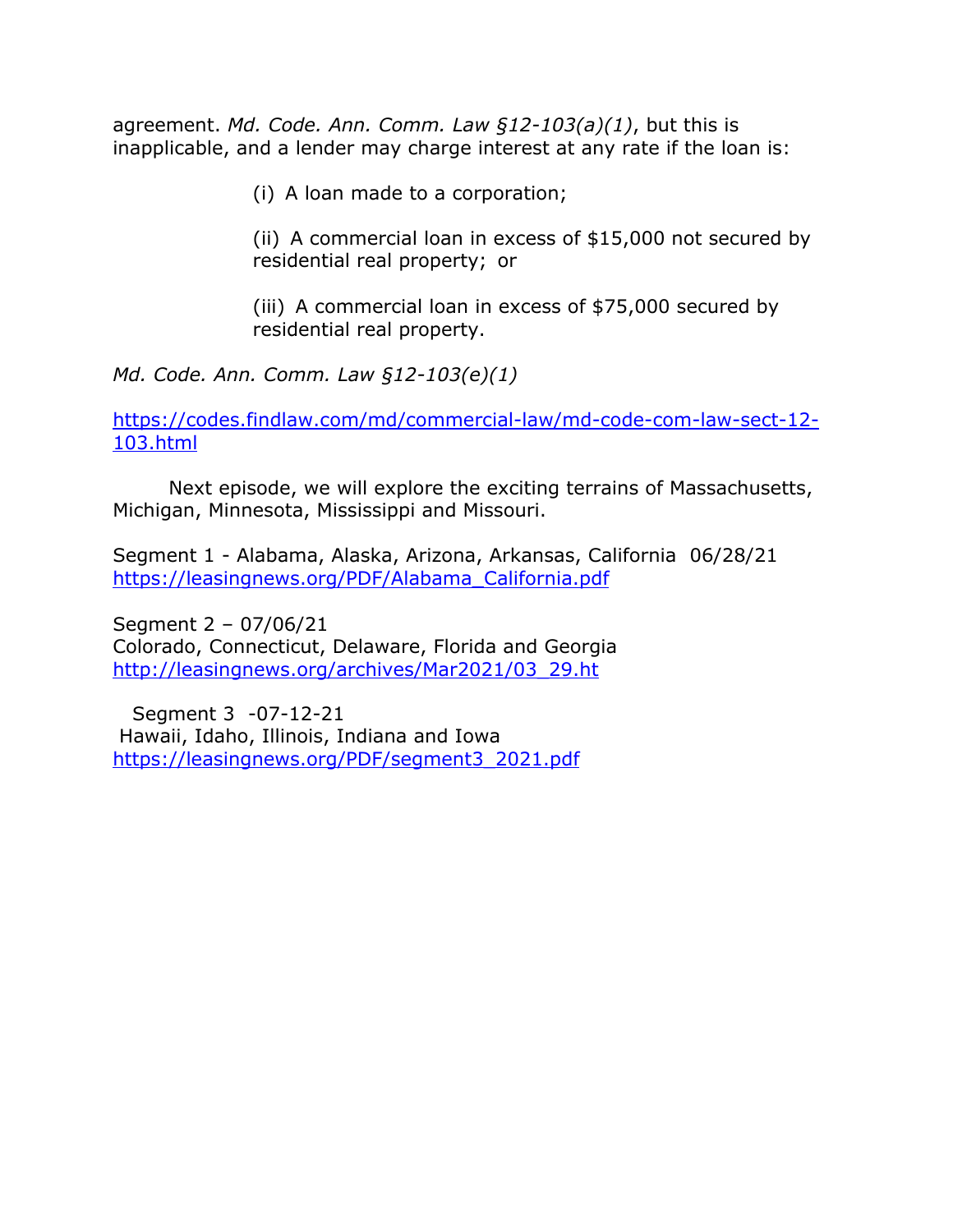agreement. *Md. Code. Ann. Comm. Law §12-103(a)(1)*, but this is inapplicable, and a lender may charge interest at any rate if the loan is:

> (i) A loan made to a corporation;
>
> (ii) A commercial loan in excess of $15,000 not secured by residential real property; or
>
> (iii) A commercial loan in excess of $75,000 secured by residential real property.

*Md. Code. Ann. Comm. Law §12-103(e)(1)*

https://codes.findlaw.com/md/commercial-law/md-code-com-law-sect-12-103.html

Next episode, we will explore the exciting terrains of Massachusetts, Michigan, Minnesota, Mississippi and Missouri.

Segment 1 - Alabama, Alaska, Arizona, Arkansas, California 06/28/21
https://leasingnews.org/PDF/Alabama_California.pdf

Segment 2 – 07/06/21
Colorado, Connecticut, Delaware, Florida and Georgia
http://leasingnews.org/archives/Mar2021/03_29.ht

Segment 3 -07-12-21
Hawaii, Idaho, Illinois, Indiana and Iowa
https://leasingnews.org/PDF/segment3_2021.pdf